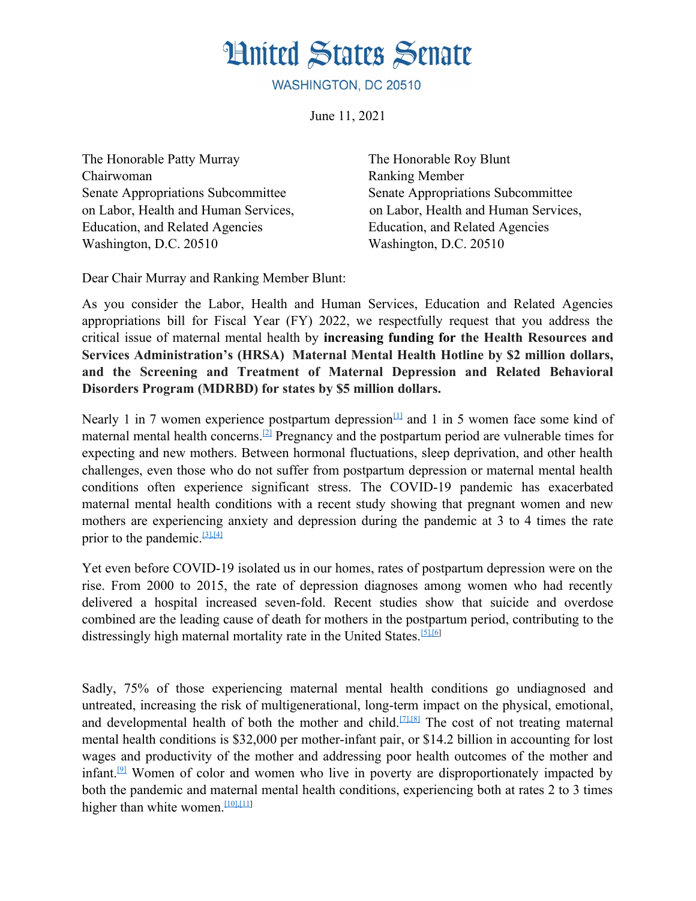# United States Senate

WASHINGTON, DC 20510

June 11, 2021

The Honorable Patty Murray
Chairwoman
Senate Appropriations Subcommittee
on Labor, Health and Human Services,
Education, and Related Agencies
Washington, D.C. 20510

The Honorable Roy Blunt
Ranking Member
Senate Appropriations Subcommittee
on Labor, Health and Human Services,
Education, and Related Agencies
Washington, D.C. 20510

Dear Chair Murray and Ranking Member Blunt:

As you consider the Labor, Health and Human Services, Education and Related Agencies appropriations bill for Fiscal Year (FY) 2022, we respectfully request that you address the critical issue of maternal mental health by **increasing funding for the Health Resources and Services Administration's (HRSA) Maternal Mental Health Hotline by $2 million dollars, and the Screening and Treatment of Maternal Depression and Related Behavioral Disorders Program (MDRBD) for states by $5 million dollars.**

Nearly 1 in 7 women experience postpartum depression[1] and 1 in 5 women face some kind of maternal mental health concerns.[2] Pregnancy and the postpartum period are vulnerable times for expecting and new mothers. Between hormonal fluctuations, sleep deprivation, and other health challenges, even those who do not suffer from postpartum depression or maternal mental health conditions often experience significant stress. The COVID-19 pandemic has exacerbated maternal mental health conditions with a recent study showing that pregnant women and new mothers are experiencing anxiety and depression during the pandemic at 3 to 4 times the rate prior to the pandemic.[3],[4]

Yet even before COVID-19 isolated us in our homes, rates of postpartum depression were on the rise. From 2000 to 2015, the rate of depression diagnoses among women who had recently delivered a hospital increased seven-fold. Recent studies show that suicide and overdose combined are the leading cause of death for mothers in the postpartum period, contributing to the distressingly high maternal mortality rate in the United States.[5],[6]

Sadly, 75% of those experiencing maternal mental health conditions go undiagnosed and untreated, increasing the risk of multigenerational, long-term impact on the physical, emotional, and developmental health of both the mother and child.[7],[8] The cost of not treating maternal mental health conditions is $32,000 per mother-infant pair, or $14.2 billion in accounting for lost wages and productivity of the mother and addressing poor health outcomes of the mother and infant.[9] Women of color and women who live in poverty are disproportionately impacted by both the pandemic and maternal mental health conditions, experiencing both at rates 2 to 3 times higher than white women.[10],[11]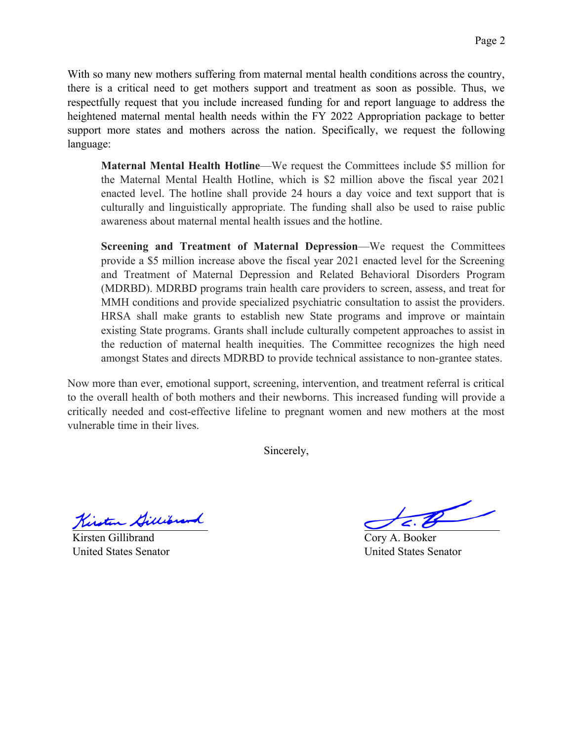With so many new mothers suffering from maternal mental health conditions across the country, there is a critical need to get mothers support and treatment as soon as possible. Thus, we respectfully request that you include increased funding for and report language to address the heightened maternal mental health needs within the FY 2022 Appropriation package to better support more states and mothers across the nation. Specifically, we request the following language:

> **Maternal Mental Health Hotline**—We request the Committees include $5 million for the Maternal Mental Health Hotline, which is $2 million above the fiscal year 2021 enacted level. The hotline shall provide 24 hours a day voice and text support that is culturally and linguistically appropriate. The funding shall also be used to raise public awareness about maternal mental health issues and the hotline.
>
> **Screening and Treatment of Maternal Depression**—We request the Committees provide a $5 million increase above the fiscal year 2021 enacted level for the Screening and Treatment of Maternal Depression and Related Behavioral Disorders Program (MDRBD). MDRBD programs train health care providers to screen, assess, and treat for MMH conditions and provide specialized psychiatric consultation to assist the providers. HRSA shall make grants to establish new State programs and improve or maintain existing State programs. Grants shall include culturally competent approaches to assist in the reduction of maternal health inequities. The Committee recognizes the high need amongst States and directs MDRBD to provide technical assistance to non-grantee states.

Now more than ever, emotional support, screening, intervention, and treatment referral is critical to the overall health of both mothers and their newborns. This increased funding will provide a critically needed and cost-effective lifeline to pregnant women and new mothers at the most vulnerable time in their lives.

Sincerely,

Kirsten Gillibrand
United States Senator

Cory A. Booker
United States Senator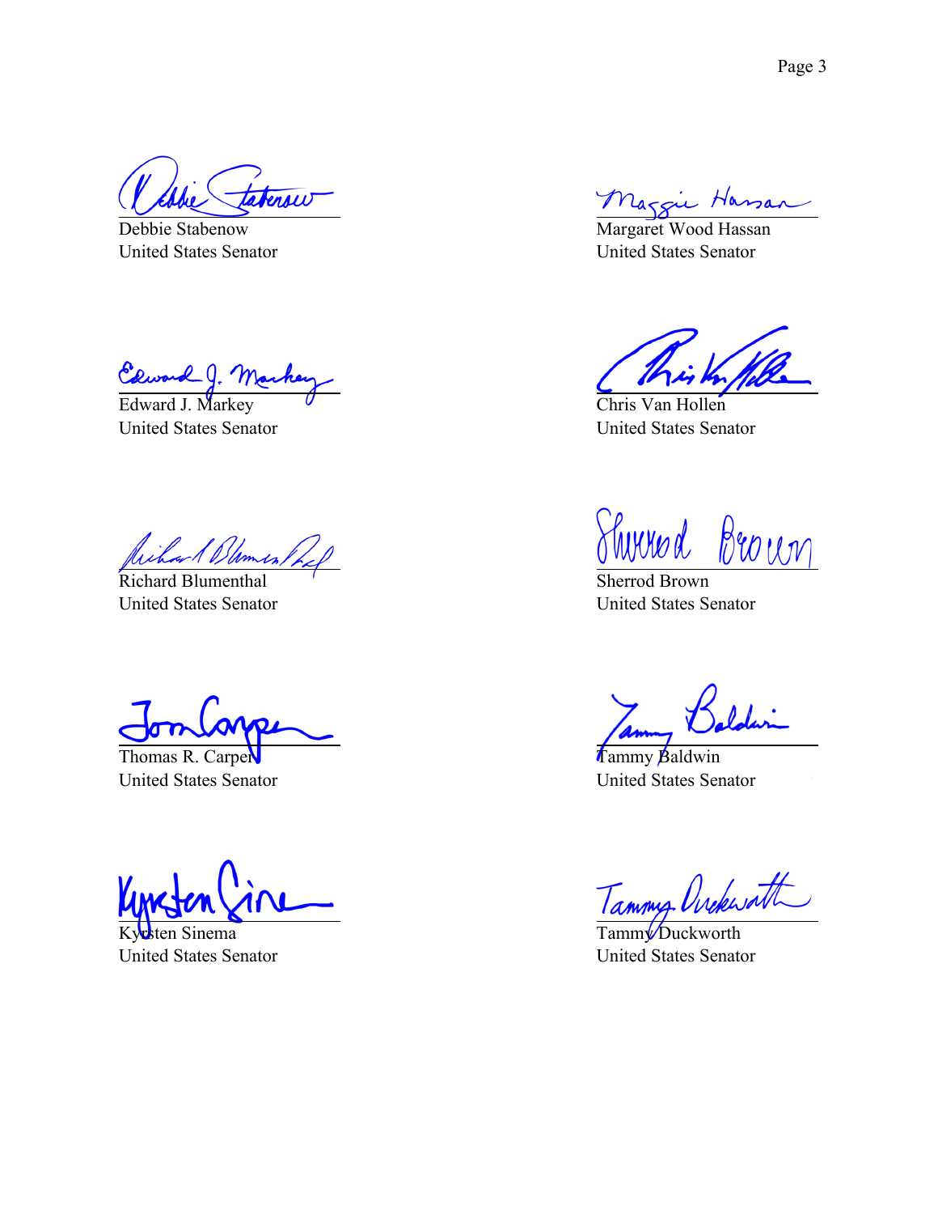Debbie Stabenow
United States Senator

Margaret Wood Hassan
United States Senator

Edward J. Markey
United States Senator

Chris Van Hollen
United States Senator

Richard Blumenthal
United States Senator

Sherrod Brown
United States Senator

Thomas R. Carper
United States Senator

Tammy Baldwin
United States Senator

Kyrsten Sinema
United States Senator

Tammy Duckworth
United States Senator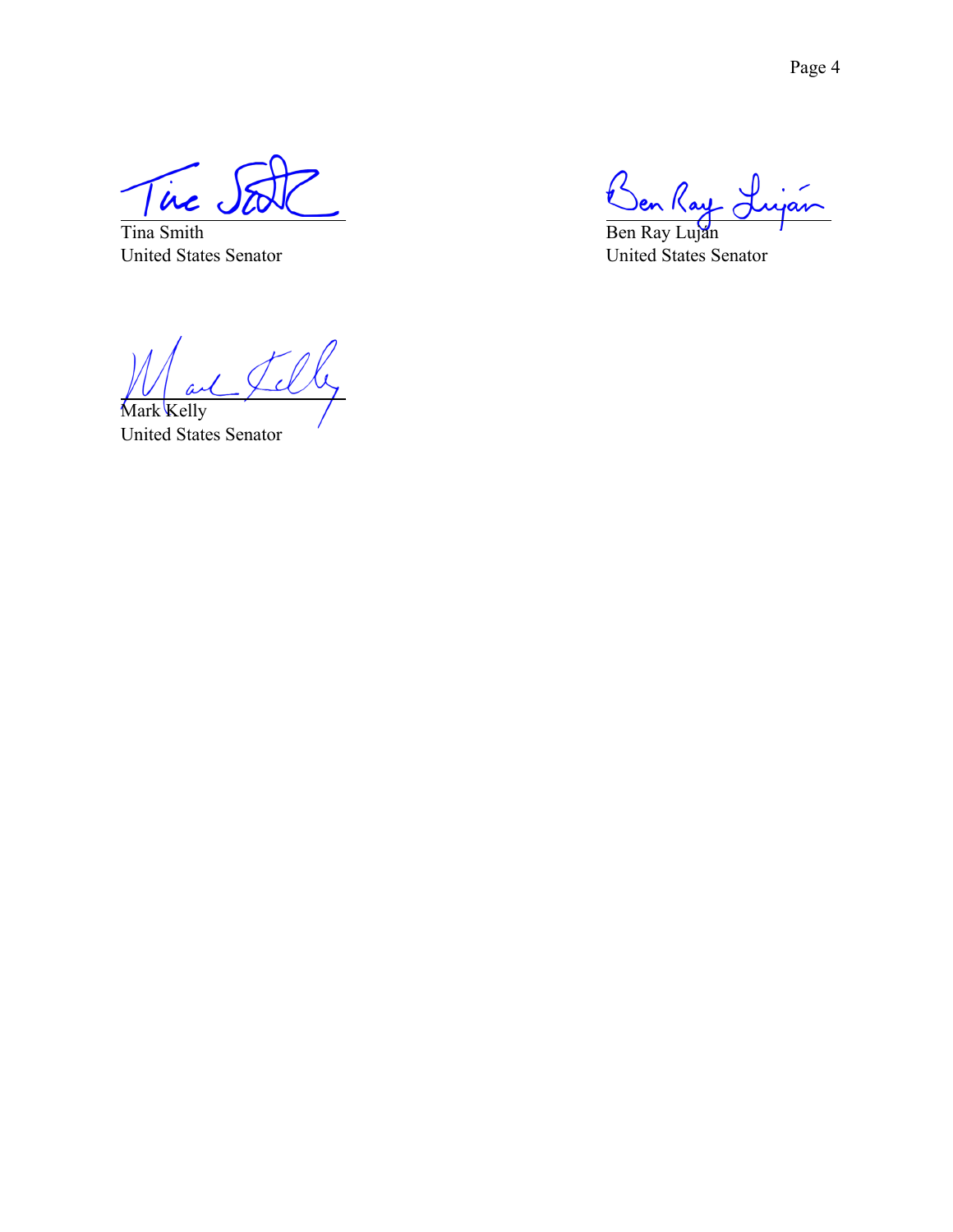Tina Smith
United States Senator

Ben Ray Luján
United States Senator

Mark Kelly
United States Senator